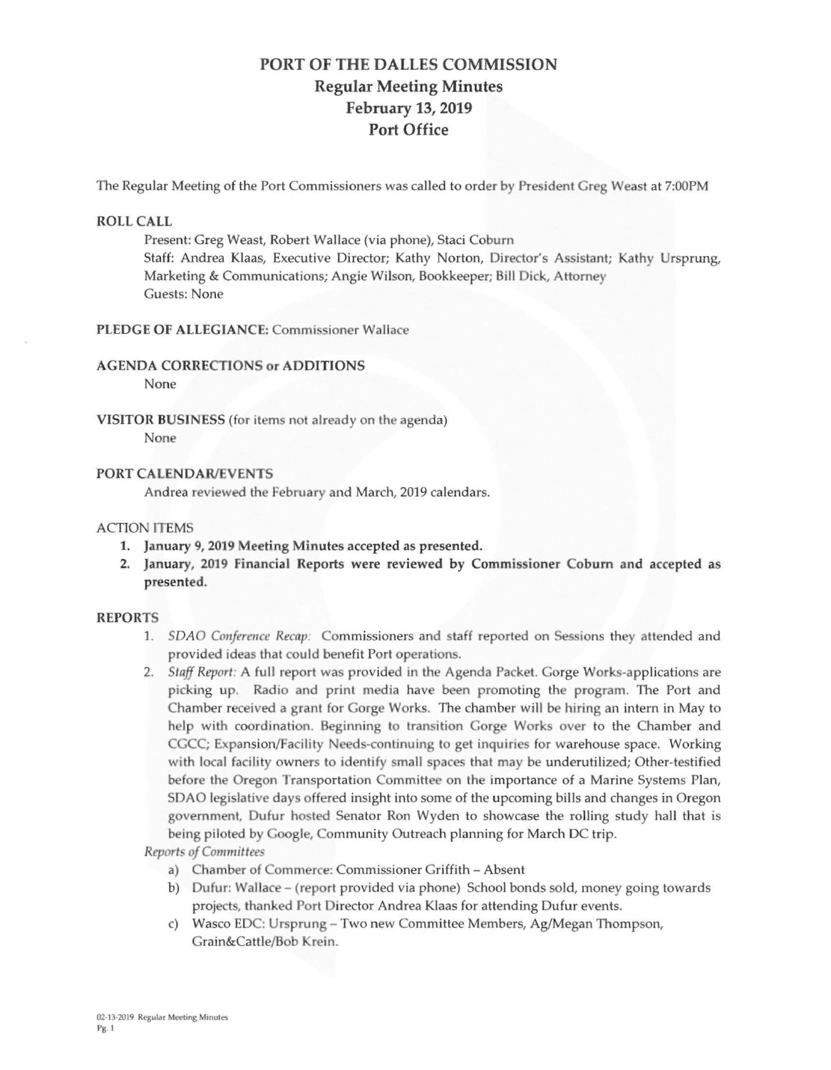# PORT OF THE DALLES COMMISSION
## Regular Meeting Minutes
## February 13, 2019
## Port Office

The Regular Meeting of the Port Commissioners was called to order by President Greg Weast at 7:00PM

**ROLL CALL**

Present: Greg Weast, Robert Wallace (via phone), Staci Coburn
Staff: Andrea Klaas, Executive Director; Kathy Norton, Director's Assistant; Kathy Ursprung, Marketing & Communications; Angie Wilson, Bookkeeper; Bill Dick, Attorney
Guests: None

**PLEDGE OF ALLEGIANCE:** Commissioner Wallace

**AGENDA CORRECTIONS or ADDITIONS**

None

**VISITOR BUSINESS** (for items not already on the agenda)

None

**PORT CALENDAR/EVENTS**

Andrea reviewed the February and March, 2019 calendars.

**ACTION ITEMS**

1. **January 9, 2019 Meeting Minutes accepted as presented.**
2. **January, 2019 Financial Reports were reviewed by Commissioner Coburn and accepted as presented.**

**REPORTS**

1. *SDAO Conference Recap:* Commissioners and staff reported on Sessions they attended and provided ideas that could benefit Port operations.
2. *Staff Report:* A full report was provided in the Agenda Packet. Gorge Works-applications are picking up. Radio and print media have been promoting the program. The Port and Chamber received a grant for Gorge Works. The chamber will be hiring an intern in May to help with coordination. Beginning to transition Gorge Works over to the Chamber and CGCC; Expansion/Facility Needs-continuing to get inquiries for warehouse space. Working with local facility owners to identify small spaces that may be underutilized; Other-testified before the Oregon Transportation Committee on the importance of a Marine Systems Plan, SDAO legislative days offered insight into some of the upcoming bills and changes in Oregon government, Dufur hosted Senator Ron Wyden to showcase the rolling study hall that is being piloted by Google, Community Outreach planning for March DC trip.

*Reports of Committees*

a) Chamber of Commerce: Commissioner Griffith – Absent
b) Dufur: Wallace – (report provided via phone) School bonds sold, money going towards projects, thanked Port Director Andrea Klaas for attending Dufur events.
c) Wasco EDC: Ursprung – Two new Committee Members, Ag/Megan Thompson, Grain&Cattle/Bob Krein.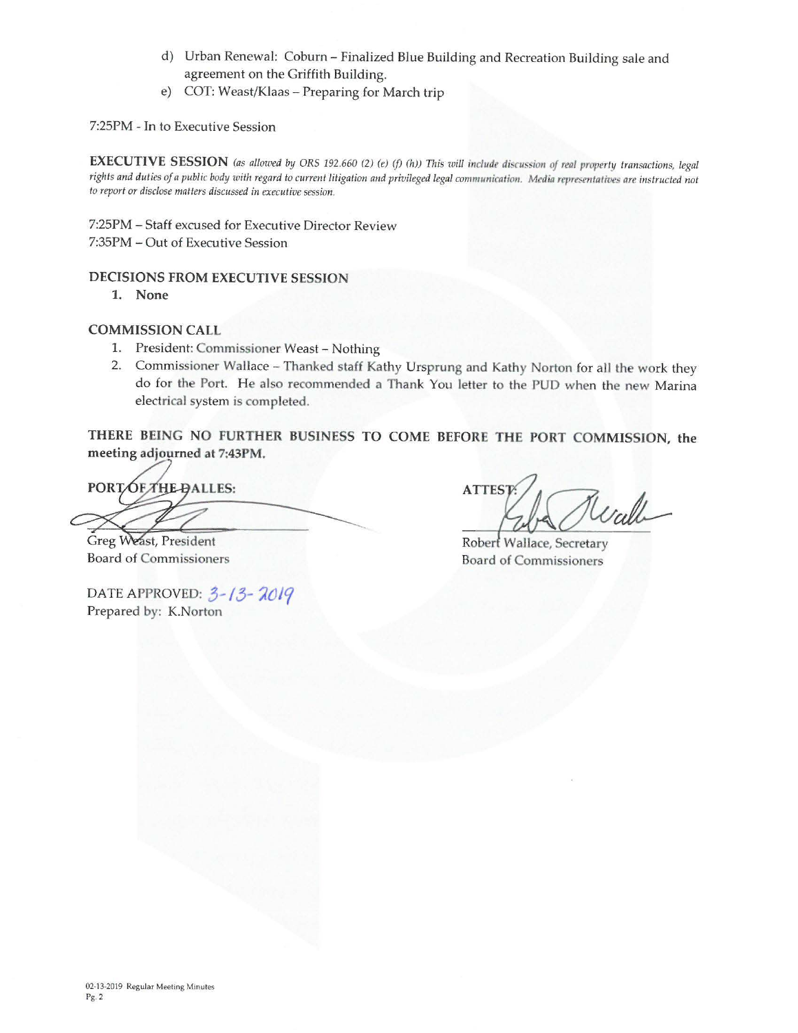d) Urban Renewal: Coburn – Finalized Blue Building and Recreation Building sale and agreement on the Griffith Building.
e) COT: Weast/Klaas – Preparing for March trip

7:25PM - In to Executive Session

**EXECUTIVE SESSION** *(as allowed by ORS 192.660 (2) (e) (f) (h)) This will include discussion of real property transactions, legal rights and duties of a public body with regard to current litigation and privileged legal communication. Media representatives are instructed not to report or disclose matters discussed in executive session.*

7:25PM – Staff excused for Executive Director Review
7:35PM – Out of Executive Session

**DECISIONS FROM EXECUTIVE SESSION**

1. **None**

**COMMISSION CALL**

1. President: Commissioner Weast – Nothing
2. Commissioner Wallace – Thanked staff Kathy Ursprung and Kathy Norton for all the work they do for the Port. He also recommended a Thank You letter to the PUD when the new Marina electrical system is completed.

**THERE BEING NO FURTHER BUSINESS TO COME BEFORE THE PORT COMMISSION, the meeting adjourned at 7:43PM.**

**PORT OF THE DALLES:**

Greg Weast, President
Board of Commissioners

**ATTEST:**

Robert Wallace, Secretary
Board of Commissioners

DATE APPROVED: 3-13-2019
Prepared by: K.Norton